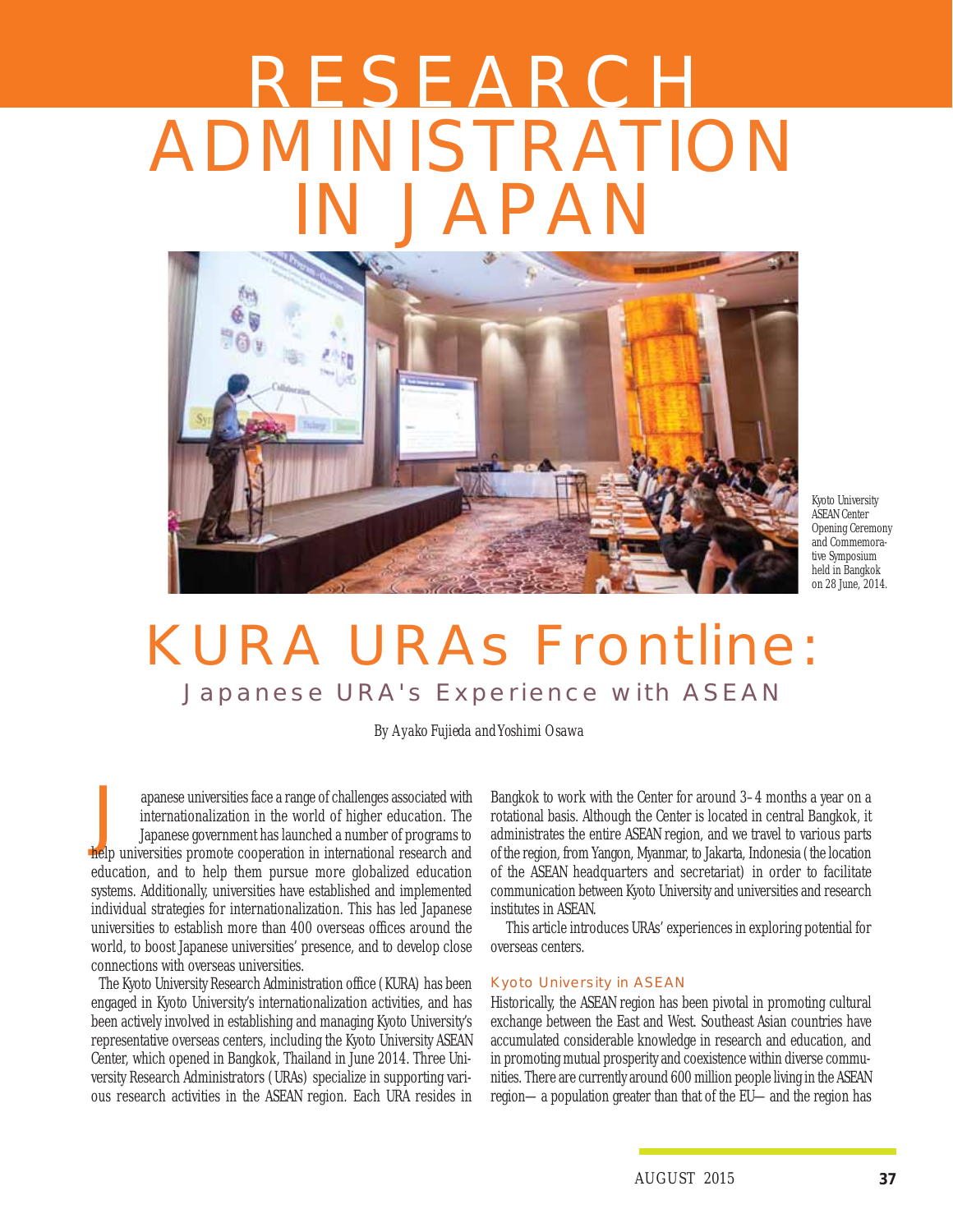# RESEARCH ADMINISTRATION IN JAPAN

Kyoto University ASEAN Center Opening Ceremony and Commemorative Symposium held in Bangkok on 28 June, 2014.

# KURA URAs Frontline:

## Japanese URA's Experience with ASEAN

*By Ayako Fujieda and Yoshimi Osawa*

Japanese universities face a range of challenges associated with internationalization in the world of higher education. The Japanese government has launched a number of programs to help universities promote cooperation in international research and education, and to help them pursue more globalized education systems. Additionally, universities have established and implemented individual strategies for internationalization. This has led Japanese universities to establish more than 400 overseas offices around the world, to boost Japanese universities' presence, and to develop close connections with overseas universities.

The Kyoto University Research Administration office (KURA) has been engaged in Kyoto University's internationalization activities, and has been actively involved in establishing and managing Kyoto University's representative overseas centers, including the Kyoto University ASEAN Center, which opened in Bangkok, Thailand in June 2014. Three University Research Administrators (URAs) specialize in supporting various research activities in the ASEAN region. Each URA resides in Bangkok to work with the Center for around 3–4 months a year on a rotational basis. Although the Center is located in central Bangkok, it administrates the entire ASEAN region, and we travel to various parts of the region, from Yangon, Myanmar, to Jakarta, Indonesia (the location of the ASEAN headquarters and secretariat) in order to facilitate communication between Kyoto University and universities and research institutes in ASEAN.

This article introduces URAs' experiences in exploring potential for overseas centers.

### Kyoto University in ASEAN

Historically, the ASEAN region has been pivotal in promoting cultural exchange between the East and West. Southeast Asian countries have accumulated considerable knowledge in research and education, and in promoting mutual prosperity and coexistence within diverse communities. There are currently around 600 million people living in the ASEAN region— a population greater than that of the EU— and the region has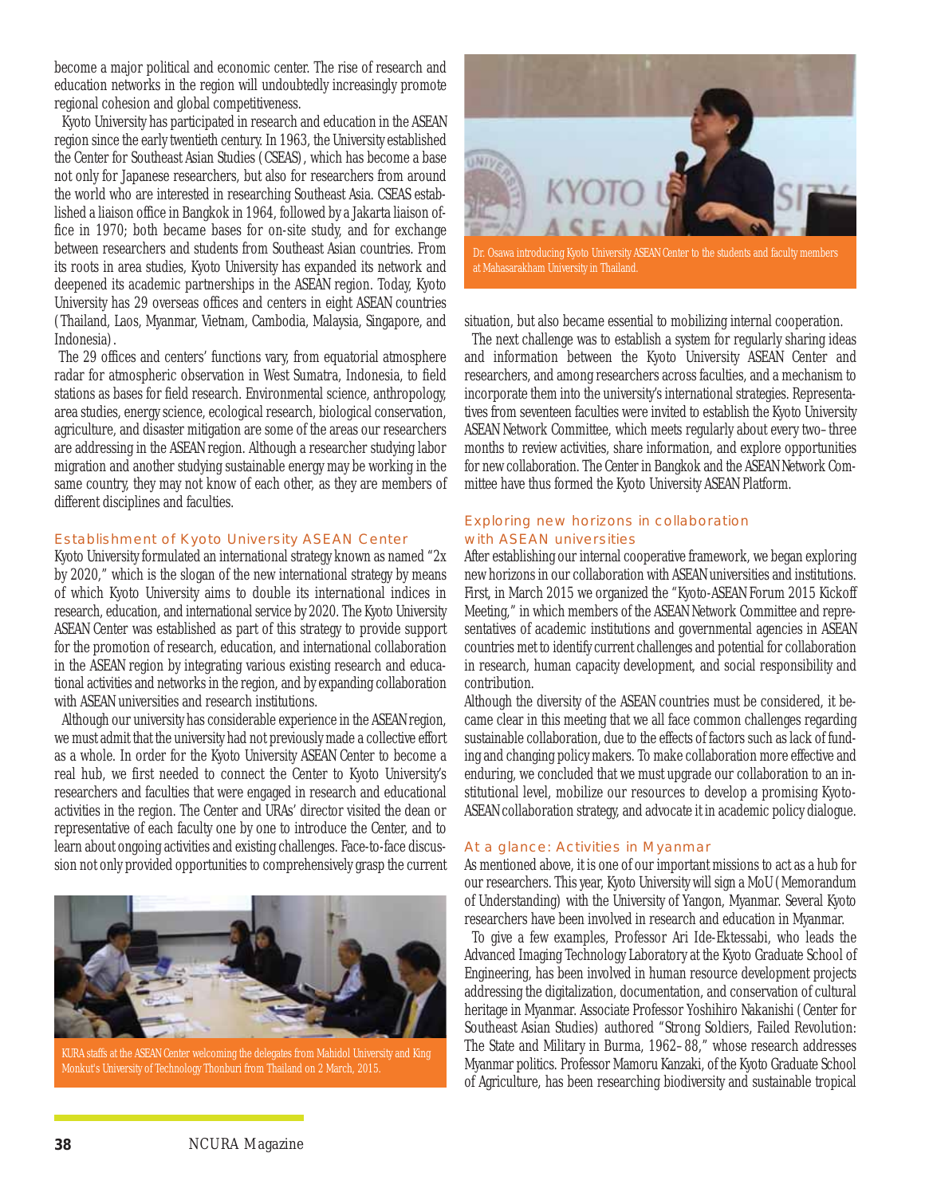become a major political and economic center. The rise of research and education networks in the region will undoubtedly increasingly promote regional cohesion and global competitiveness.

Kyoto University has participated in research and education in the ASEAN region since the early twentieth century. In 1963, the University established the Center for Southeast Asian Studies (CSEAS), which has become a base not only for Japanese researchers, but also for researchers from around the world who are interested in researching Southeast Asia. CSEAS established a liaison office in Bangkok in 1964, followed by a Jakarta liaison office in 1970; both became bases for on-site study, and for exchange between researchers and students from Southeast Asian countries. From its roots in area studies, Kyoto University has expanded its network and deepened its academic partnerships in the ASEAN region. Today, Kyoto University has 29 overseas offices and centers in eight ASEAN countries (Thailand, Laos, Myanmar, Vietnam, Cambodia, Malaysia, Singapore, and Indonesia).

The 29 offices and centers' functions vary, from equatorial atmosphere radar for atmospheric observation in West Sumatra, Indonesia, to field stations as bases for field research. Environmental science, anthropology, area studies, energy science, ecological research, biological conservation, agriculture, and disaster mitigation are some of the areas our researchers are addressing in the ASEAN region. Although a researcher studying labor migration and another studying sustainable energy may be working in the same country, they may not know of each other, as they are members of different disciplines and faculties.

## Establishment of Kyoto University ASEAN Center

Kyoto University formulated an international strategy known as named "2x by 2020," which is the slogan of the new international strategy by means of which Kyoto University aims to double its international indices in research, education, and international service by 2020. The Kyoto University ASEAN Center was established as part of this strategy to provide support for the promotion of research, education, and international collaboration in the ASEAN region by integrating various existing research and educational activities and networks in the region, and by expanding collaboration with ASEAN universities and research institutions.

Although our university has considerable experience in the ASEAN region, we must admit that the university had not previously made a collective effort as a whole. In order for the Kyoto University ASEAN Center to become a real hub, we first needed to connect the Center to Kyoto University's researchers and faculties that were engaged in research and educational activities in the region. The Center and URAs' director visited the dean or representative of each faculty one by one to introduce the Center, and to learn about ongoing activities and existing challenges. Face-to-face discussion not only provided opportunities to comprehensively grasp the current situation, but also became essential to mobilizing internal cooperation.

KURA staffs at the ASEAN Center welcoming the delegates from Mahidol University and King Monkut's University of Technology Thonburi from Thailand on 2 March, 2015.

Dr. Osawa introducing Kyoto University ASEAN Center to the students and faculty members at Mahasarakham University in Thailand.

The next challenge was to establish a system for regularly sharing ideas and information between the Kyoto University ASEAN Center and researchers, and among researchers across faculties, and a mechanism to incorporate them into the university's international strategies. Representatives from seventeen faculties were invited to establish the Kyoto University ASEAN Network Committee, which meets regularly about every two–three months to review activities, share information, and explore opportunities for new collaboration. The Center in Bangkok and the ASEAN Network Committee have thus formed the Kyoto University ASEAN Platform.

## Exploring new horizons in collaboration with ASEAN universities

After establishing our internal cooperative framework, we began exploring new horizons in our collaboration with ASEAN universities and institutions. First, in March 2015 we organized the "Kyoto-ASEAN Forum 2015 Kickoff Meeting," in which members of the ASEAN Network Committee and representatives of academic institutions and governmental agencies in ASEAN countries met to identify current challenges and potential for collaboration in research, human capacity development, and social responsibility and contribution.

Although the diversity of the ASEAN countries must be considered, it became clear in this meeting that we all face common challenges regarding sustainable collaboration, due to the effects of factors such as lack of funding and changing policy makers. To make collaboration more effective and enduring, we concluded that we must upgrade our collaboration to an institutional level, mobilize our resources to develop a promising Kyoto-ASEAN collaboration strategy, and advocate it in academic policy dialogue.

## At a glance: Activities in Myanmar

As mentioned above, it is one of our important missions to act as a hub for our researchers. This year, Kyoto University will sign a MoU (Memorandum of Understanding) with the University of Yangon, Myanmar. Several Kyoto researchers have been involved in research and education in Myanmar.

To give a few examples, Professor Ari Ide-Ektessabi, who leads the Advanced Imaging Technology Laboratory at the Kyoto Graduate School of Engineering, has been involved in human resource development projects addressing the digitalization, documentation, and conservation of cultural heritage in Myanmar. Associate Professor Yoshihiro Nakanishi (Center for Southeast Asian Studies) authored "Strong Soldiers, Failed Revolution: The State and Military in Burma, 1962–88," whose research addresses Myanmar politics. Professor Mamoru Kanzaki, of the Kyoto Graduate School of Agriculture, has been researching biodiversity and sustainable tropical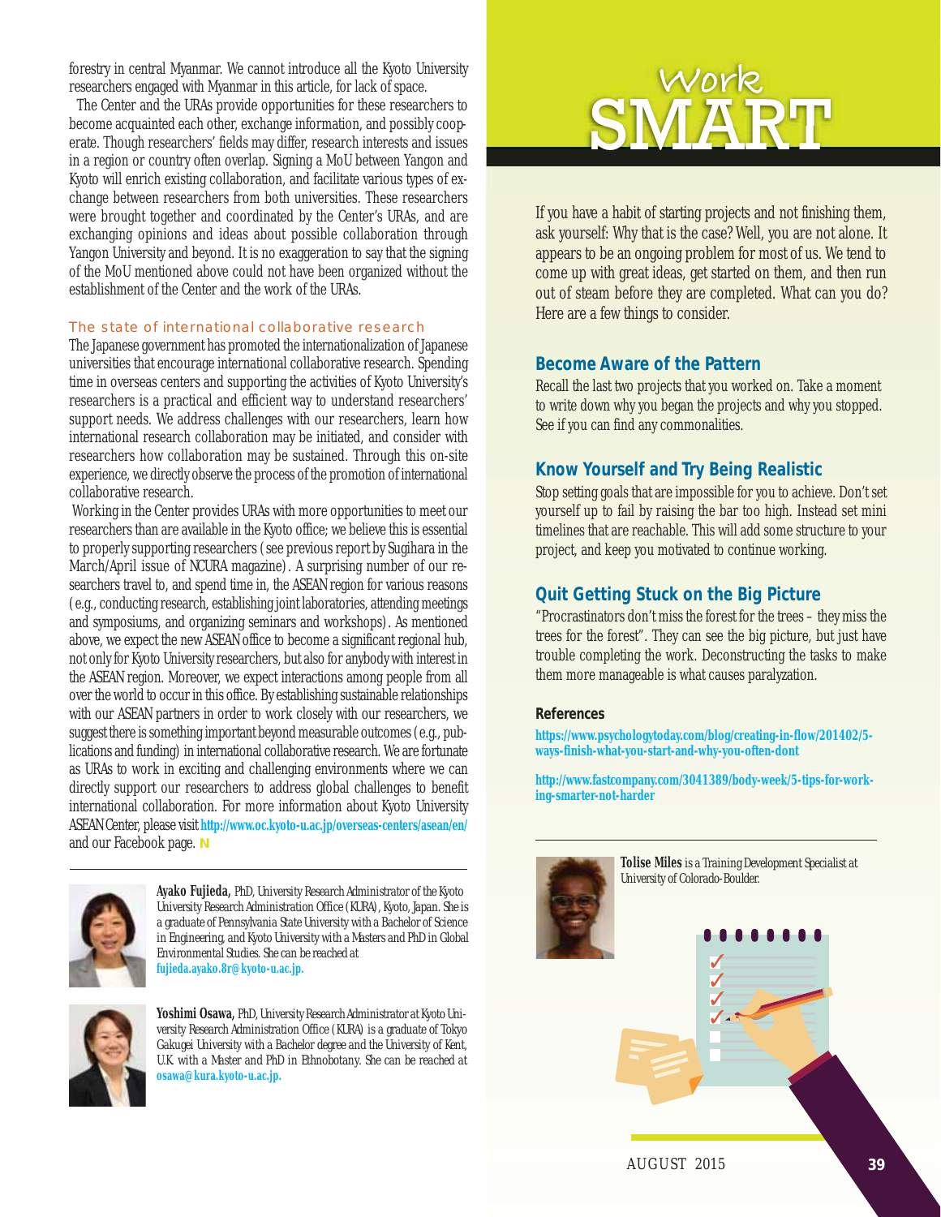forestry in central Myanmar. We cannot introduce all the Kyoto University researchers engaged with Myanmar in this article, for lack of space.

The Center and the URAs provide opportunities for these researchers to become acquainted each other, exchange information, and possibly cooperate. Though researchers' fields may differ, research interests and issues in a region or country often overlap. Signing a MoU between Yangon and Kyoto will enrich existing collaboration, and facilitate various types of exchange between researchers from both universities. These researchers were brought together and coordinated by the Center's URAs, and are exchanging opinions and ideas about possible collaboration through Yangon University and beyond. It is no exaggeration to say that the signing of the MoU mentioned above could not have been organized without the establishment of the Center and the work of the URAs.

### The state of international collaborative research

The Japanese government has promoted the internationalization of Japanese universities that encourage international collaborative research. Spending time in overseas centers and supporting the activities of Kyoto University's researchers is a practical and efficient way to understand researchers' support needs. We address challenges with our researchers, learn how international research collaboration may be initiated, and consider with researchers how collaboration may be sustained. Through this on-site experience, we directly observe the process of the promotion of international collaborative research.

Working in the Center provides URAs with more opportunities to meet our researchers than are available in the Kyoto office; we believe this is essential to properly supporting researchers (see previous report by Sugihara in the March/April issue of NCURA magazine). A surprising number of our researchers travel to, and spend time in, the ASEAN region for various reasons (e.g., conducting research, establishing joint laboratories, attending meetings and symposiums, and organizing seminars and workshops). As mentioned above, we expect the new ASEAN office to become a significant regional hub, not only for Kyoto University researchers, but also for anybody with interest in the ASEAN region. Moreover, we expect interactions among people from all over the world to occur in this office. By establishing sustainable relationships with our ASEAN partners in order to work closely with our researchers, we suggest there is something important beyond measurable outcomes (e.g., publications and funding) in international collaborative research. We are fortunate as URAs to work in exciting and challenging environments where we can directly support our researchers to address global challenges to benefit international collaboration. For more information about Kyoto University ASEAN Center, please visit http://www.oc.kyoto-u.ac.jp/overseas-centers/asean/en/ and our Facebook page. N

**Ayako Fujieda,** PhD, University Research Administrator of the Kyoto University Research Administration Office (KURA), Kyoto, Japan. She is a graduate of Pennsylvania State University with a Bachelor of Science in Engineering, and Kyoto University with a Masters and PhD in Global Environmental Studies. She can be reached at fujieda.ayako.8r@kyoto-u.ac.jp.

**Yoshimi Osawa,** PhD, University Research Administrator at Kyoto University Research Administration Office (KURA) is a graduate of Tokyo Gakugei University with a Bachelor degree and the University of Kent, U.K with a Master and PhD in Ethnobotany. She can be reached at osawa@kura.kyoto-u.ac.jp.

# Work SMART

If you have a habit of starting projects and not finishing them, ask yourself: Why that is the case? Well, you are not alone. It appears to be an ongoing problem for most of us. We tend to come up with great ideas, get started on them, and then run out of steam before they are completed. What can you do? Here are a few things to consider.

### Become Aware of the Pattern

Recall the last two projects that you worked on. Take a moment to write down why you began the projects and why you stopped. See if you can find any commonalities.

### Know Yourself and Try Being Realistic

Stop setting goals that are impossible for you to achieve. Don't set yourself up to fail by raising the bar too high. Instead set mini timelines that are reachable. This will add some structure to your project, and keep you motivated to continue working.

### Quit Getting Stuck on the Big Picture

"Procrastinators don't miss the forest for the trees – they miss the trees for the forest". They can see the big picture, but just have trouble completing the work. Deconstructing the tasks to make them more manageable is what causes paralyzation.

**References**

https://www.psychologytoday.com/blog/creating-in-flow/201402/5-ways-finish-what-you-start-and-why-you-often-dont

http://www.fastcompany.com/3041389/body-week/5-tips-for-working-smarter-not-harder

**Tolise Miles** is a Training Development Specialist at University of Colorado-Boulder.